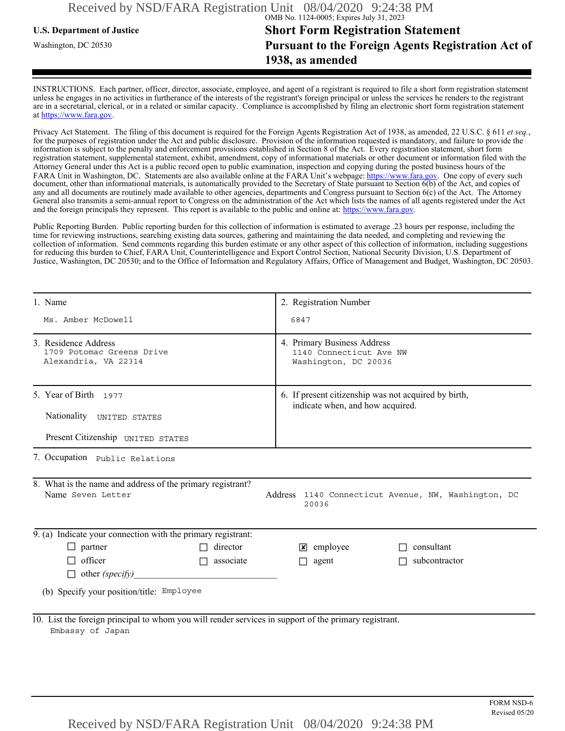OMB No. 1124-0005; Expires July 31, 2023

**U.S. Department of Justice**

Washington, DC 20530

# Short Form Registration Statement Pursuant to the Foreign Agents Registration Act of 1938, as amended

INSTRUCTIONS. Each partner, officer, director, associate, employee, and agent of a registrant is required to file a short form registration statement unless he engages in no activities in furtherance of the interests of the registrant's foreign principal or unless the services he renders to the registrant are in a secretarial, clerical, or in a related or similar capacity. Compliance is accomplished by filing an electronic short form registration statement at https://www.fara.gov.

Privacy Act Statement. The filing of this document is required for the Foreign Agents Registration Act of 1938, as amended, 22 U.S.C. § 611 *et seq.*, for the purposes of registration under the Act and public disclosure. Provision of the information requested is mandatory, and failure to provide the information is subject to the penalty and enforcement provisions established in Section 8 of the Act. Every registration statement, short form registration statement, supplemental statement, exhibit, amendment, copy of informational materials or other document or information filed with the Attorney General under this Act is a public record open to public examination, inspection and copying during the posted business hours of the FARA Unit in Washington, DC. Statements are also available online at the FARA Unit's webpage: https://www.fara.gov. One copy of every such document, other than informational materials, is automatically provided to the Secretary of State pursuant to Section 6(b) of the Act, and copies of any and all documents are routinely made available to other agencies, departments and Congress pursuant to Section 6(c) of the Act. The Attorney General also transmits a semi-annual report to Congress on the administration of the Act which lists the names of all agents registered under the Act and the foreign principals they represent. This report is available to the public and online at: https://www.fara.gov.

Public Reporting Burden. Public reporting burden for this collection of information is estimated to average .23 hours per response, including the time for reviewing instructions, searching existing data sources, gathering and maintaining the data needed, and completing and reviewing the collection of information. Send comments regarding this burden estimate or any other aspect of this collection of information, including suggestions for reducing this burden to Chief, FARA Unit, Counterintelligence and Export Control Section, National Security Division, U.S. Department of Justice, Washington, DC 20530; and to the Office of Information and Regulatory Affairs, Office of Management and Budget, Washington, DC 20503.

| | |
|---|---|
| 1. Name<br>Ms. Amber McDowell | 2. Registration Number<br>6847 |
| 3. Residence Address<br>1709 Potomac Greens Drive<br>Alexandria, VA 22314 | 4. Primary Business Address<br>1140 Connecticut Ave NW<br>Washington, DC 20036 |
| 5. Year of Birth 1977<br>Nationality UNITED STATES<br>Present Citizenship UNITED STATES | 6. If present citizenship was not acquired by birth, indicate when, and how acquired. |

7. Occupation Public Relations

8. What is the name and address of the primary registrant?
Name Seven Letter
Address 1140 Connecticut Avenue, NW, Washington, DC 20036

9. (a) Indicate your connection with the primary registrant:

- ☐ partner
- ☐ director
- ☒ employee
- ☐ consultant
- ☐ officer
- ☐ associate
- ☐ agent
- ☐ subcontractor
- ☐ other *(specify)*\_\_\_\_\_\_\_\_\_\_\_\_\_\_\_\_\_\_\_\_

(b) Specify your position/title: Employee

10. List the foreign principal to whom you will render services in support of the primary registrant.
Embassy of Japan

FORM NSD-6
Revised 05/20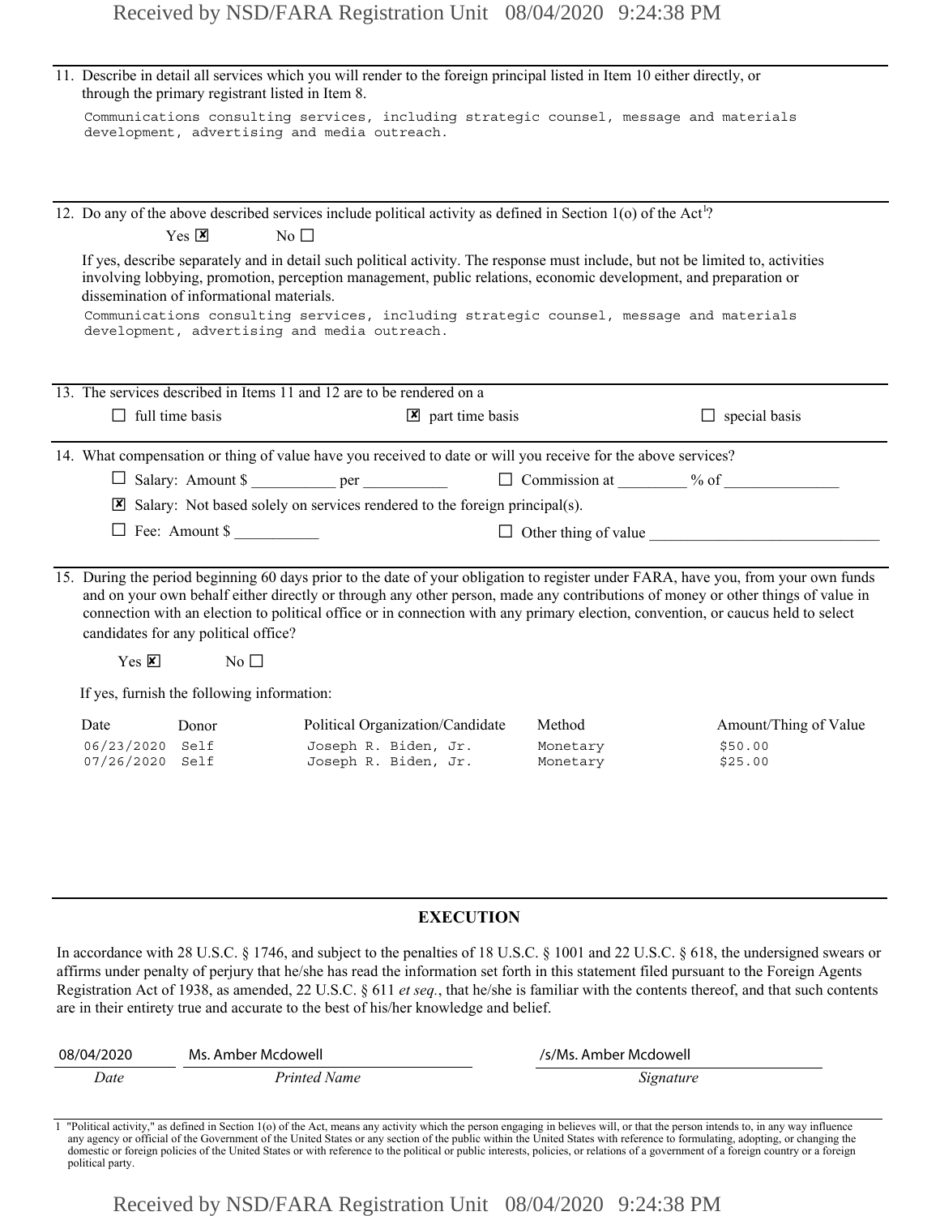11. Describe in detail all services which you will render to the foreign principal listed in Item 10 either directly, or through the primary registrant listed in Item 8.

    Communications consulting services, including strategic counsel, message and materials development, advertising and media outreach.

12. Do any of the above described services include political activity as defined in Section 1(o) of the Act[1]?

    Yes ☒ No ☐

    If yes, describe separately and in detail such political activity. The response must include, but not be limited to, activities involving lobbying, promotion, perception management, public relations, economic development, and preparation or dissemination of informational materials.

    Communications consulting services, including strategic counsel, message and materials development, advertising and media outreach.

13. The services described in Items 11 and 12 are to be rendered on a

    ☐ full time basis ☒ part time basis ☐ special basis

14. What compensation or thing of value have you received to date or will you receive for the above services?

    ☐ Salary: Amount $ __________ per __________ ☐ Commission at ________ % of ______________

    ☒ Salary: Not based solely on services rendered to the foreign principal(s).

    ☐ Fee: Amount $ __________ ☐ Other thing of value ____________________________

15. During the period beginning 60 days prior to the date of your obligation to register under FARA, have you, from your own funds and on your own behalf either directly or through any other person, made any contributions of money or other things of value in connection with an election to political office or in connection with any primary election, convention, or caucus held to select candidates for any political office?

    Yes ☒ No ☐

    If yes, furnish the following information:

| Date | Donor | Political Organization/Candidate | Method | Amount/Thing of Value |
|---|---|---|---|---|
| 06/23/2020 | Self | Joseph R. Biden, Jr. | Monetary | $50.00 |
| 07/26/2020 | Self | Joseph R. Biden, Jr. | Monetary | $25.00 |

## EXECUTION

In accordance with 28 U.S.C. § 1746, and subject to the penalties of 18 U.S.C. § 1001 and 22 U.S.C. § 618, the undersigned swears or affirms under penalty of perjury that he/she has read the information set forth in this statement filed pursuant to the Foreign Agents Registration Act of 1938, as amended, 22 U.S.C. § 611 *et seq.*, that he/she is familiar with the contents thereof, and that such contents are in their entirety true and accurate to the best of his/her knowledge and belief.

| 08/04/2020 | Ms. Amber Mcdowell | /s/Ms. Amber Mcdowell |
|---|---|---|
| *Date* | *Printed Name* | *Signature* |

[1] "Political activity," as defined in Section 1(o) of the Act, means any activity which the person engaging in believes will, or that the person intends to, in any way influence any agency or official of the Government of the United States or any section of the public within the United States with reference to formulating, adopting, or changing the domestic or foreign policies of the United States or with reference to the political or public interests, policies, or relations of a government of a foreign country or a foreign political party.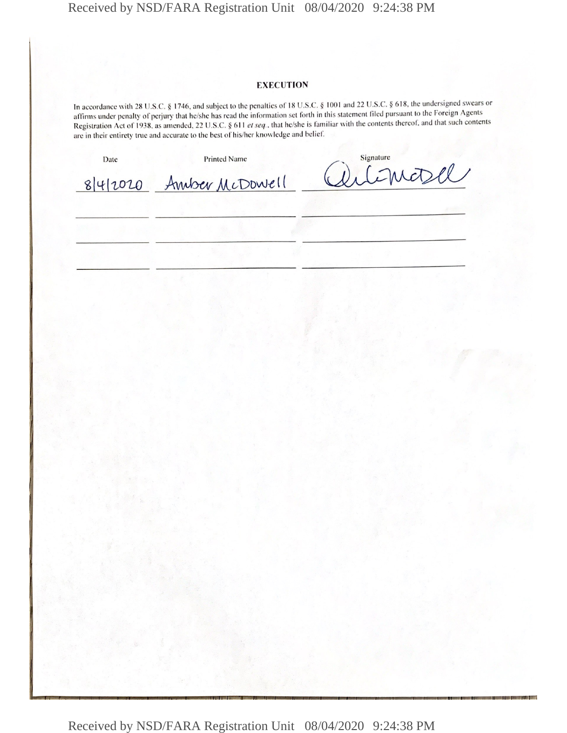## EXECUTION

In accordance with 28 U.S.C. § 1746, and subject to the penalties of 18 U.S.C. § 1001 and 22 U.S.C. § 618, the undersigned swears or affirms under penalty of perjury that he/she has read the information set forth in this statement filed pursuant to the Foreign Agents Registration Act of 1938, as amended, 22 U.S.C. § 611 *et seq.*, that he/she is familiar with the contents thereof, and that such contents are in their entirety true and accurate to the best of his/her knowledge and belief.

| Date | Printed Name | Signature |
|---|---|---|
| 8/4/2020 | Amber McDowell | (signature) |
| | | |
| | | |
| | | |